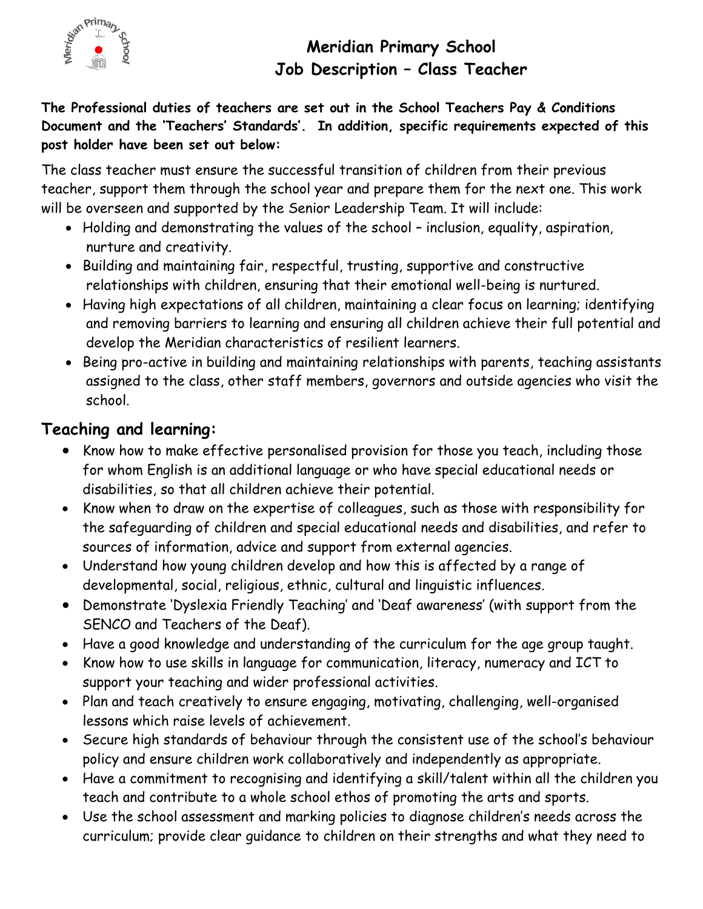# Meridian Primary School
# Job Description – Class Teacher

**The Professional duties of teachers are set out in the School Teachers Pay & Conditions Document and the 'Teachers' Standards'. In addition, specific requirements expected of this post holder have been set out below:**

The class teacher must ensure the successful transition of children from their previous teacher, support them through the school year and prepare them for the next one. This work will be overseen and supported by the Senior Leadership Team. It will include:

- Holding and demonstrating the values of the school – inclusion, equality, aspiration, nurture and creativity.
- Building and maintaining fair, respectful, trusting, supportive and constructive relationships with children, ensuring that their emotional well-being is nurtured.
- Having high expectations of all children, maintaining a clear focus on learning; identifying and removing barriers to learning and ensuring all children achieve their full potential and develop the Meridian characteristics of resilient learners.
- Being pro-active in building and maintaining relationships with parents, teaching assistants assigned to the class, other staff members, governors and outside agencies who visit the school.

## Teaching and learning:

- Know how to make effective personalised provision for those you teach, including those for whom English is an additional language or who have special educational needs or disabilities, so that all children achieve their potential.
- Know when to draw on the expertise of colleagues, such as those with responsibility for the safeguarding of children and special educational needs and disabilities, and refer to sources of information, advice and support from external agencies.
- Understand how young children develop and how this is affected by a range of developmental, social, religious, ethnic, cultural and linguistic influences.
- Demonstrate 'Dyslexia Friendly Teaching' and 'Deaf awareness' (with support from the SENCO and Teachers of the Deaf).
- Have a good knowledge and understanding of the curriculum for the age group taught.
- Know how to use skills in language for communication, literacy, numeracy and ICT to support your teaching and wider professional activities.
- Plan and teach creatively to ensure engaging, motivating, challenging, well-organised lessons which raise levels of achievement.
- Secure high standards of behaviour through the consistent use of the school's behaviour policy and ensure children work collaboratively and independently as appropriate.
- Have a commitment to recognising and identifying a skill/talent within all the children you teach and contribute to a whole school ethos of promoting the arts and sports.
- Use the school assessment and marking policies to diagnose children's needs across the curriculum; provide clear guidance to children on their strengths and what they need to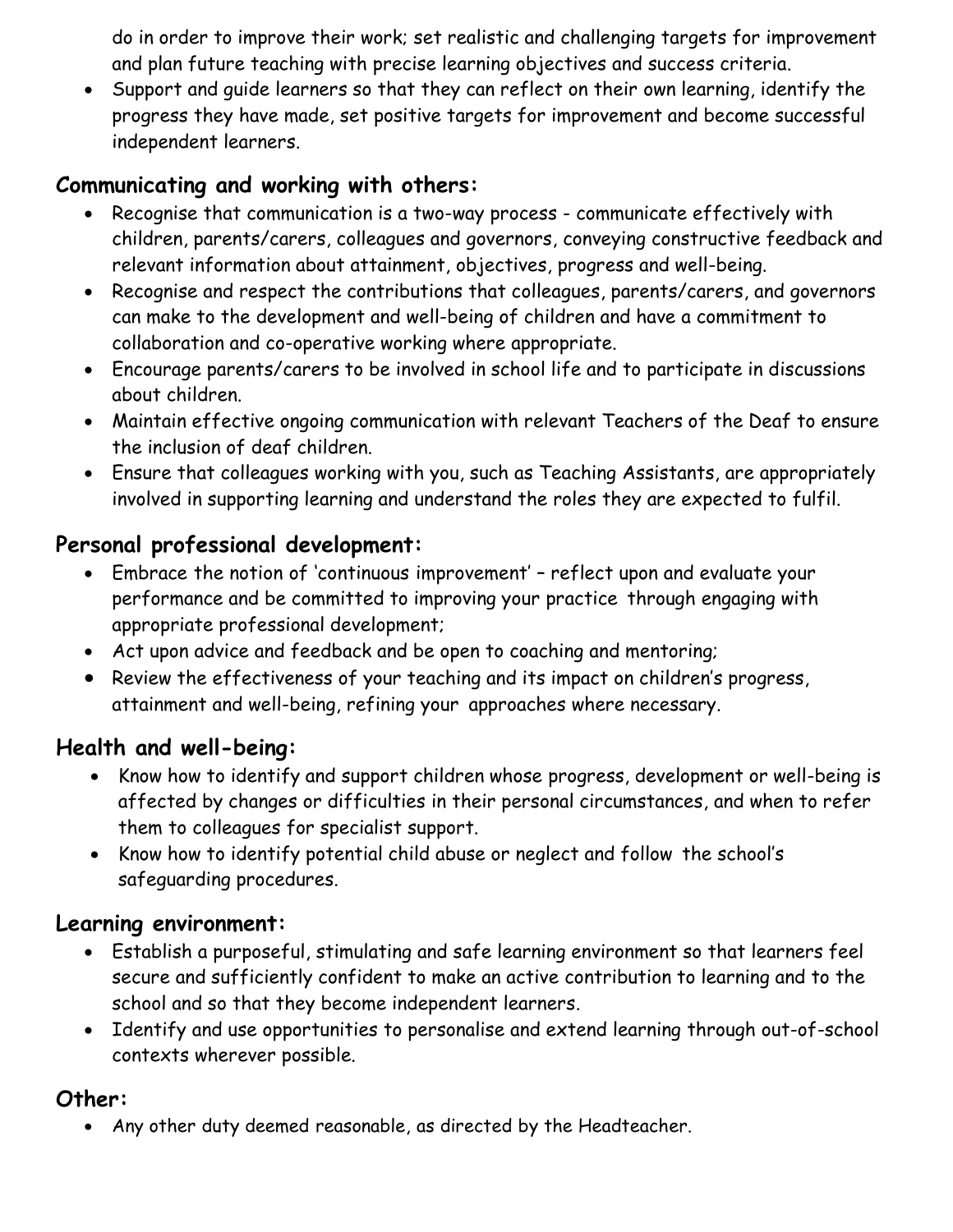do in order to improve their work; set realistic and challenging targets for improvement and plan future teaching with precise learning objectives and success criteria.
- Support and guide learners so that they can reflect on their own learning, identify the progress they have made, set positive targets for improvement and become successful independent learners.

## Communicating and working with others:

- Recognise that communication is a two-way process - communicate effectively with children, parents/carers, colleagues and governors, conveying constructive feedback and relevant information about attainment, objectives, progress and well-being.
- Recognise and respect the contributions that colleagues, parents/carers, and governors can make to the development and well-being of children and have a commitment to collaboration and co-operative working where appropriate.
- Encourage parents/carers to be involved in school life and to participate in discussions about children.
- Maintain effective ongoing communication with relevant Teachers of the Deaf to ensure the inclusion of deaf children.
- Ensure that colleagues working with you, such as Teaching Assistants, are appropriately involved in supporting learning and understand the roles they are expected to fulfil.

## Personal professional development:

- Embrace the notion of 'continuous improvement' – reflect upon and evaluate your performance and be committed to improving your practice through engaging with appropriate professional development;
- Act upon advice and feedback and be open to coaching and mentoring;
- Review the effectiveness of your teaching and its impact on children's progress, attainment and well-being, refining your approaches where necessary.

## Health and well-being:

- Know how to identify and support children whose progress, development or well-being is affected by changes or difficulties in their personal circumstances, and when to refer them to colleagues for specialist support.
- Know how to identify potential child abuse or neglect and follow the school's safeguarding procedures.

## Learning environment:

- Establish a purposeful, stimulating and safe learning environment so that learners feel secure and sufficiently confident to make an active contribution to learning and to the school and so that they become independent learners.
- Identify and use opportunities to personalise and extend learning through out-of-school contexts wherever possible.

## Other:

- Any other duty deemed reasonable, as directed by the Headteacher.